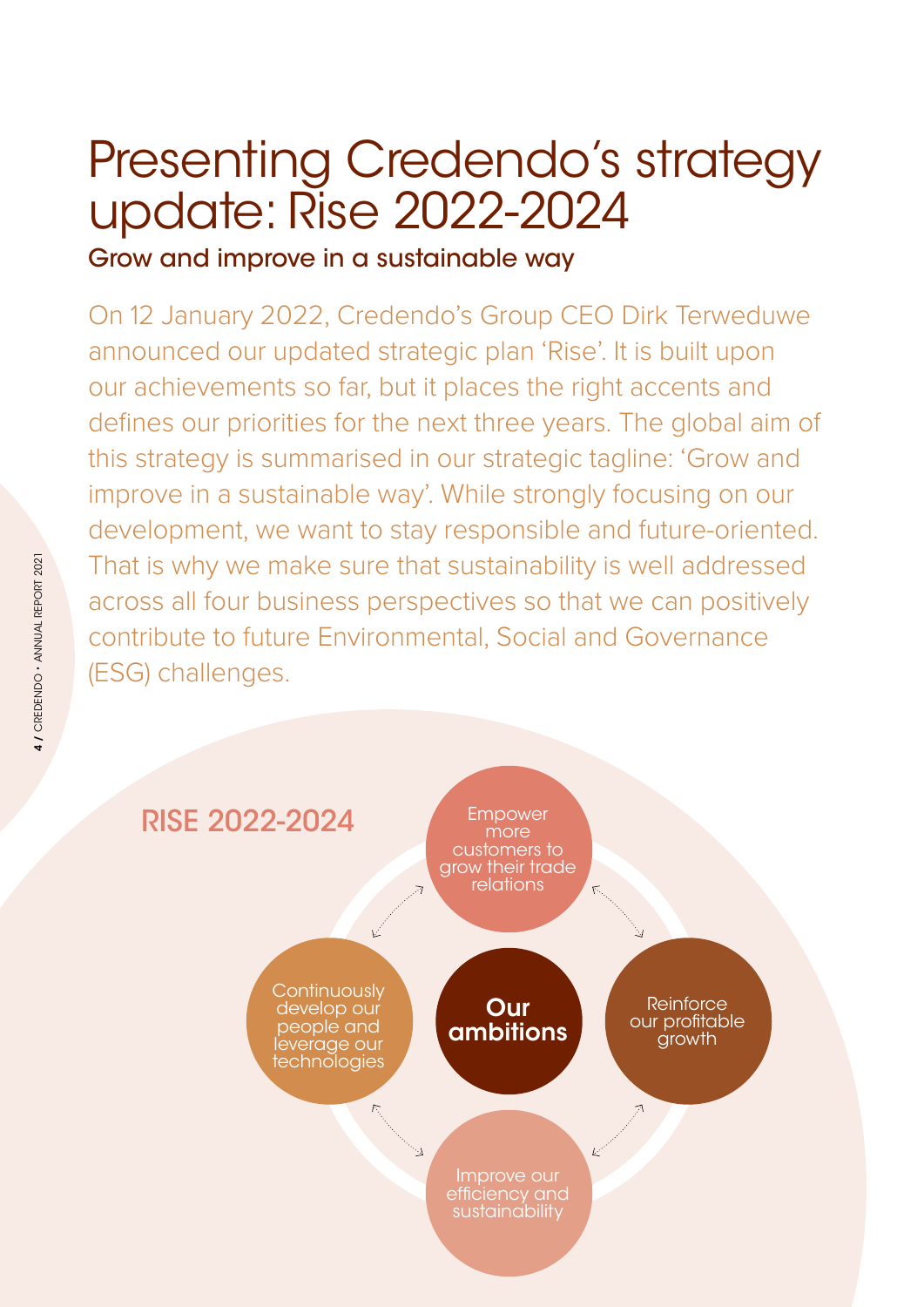# Presenting Credendo's strategy update: Rise 2022-2024

### Grow and improve in a sustainable way

On 12 January 2022, Credendo's Group CEO Dirk Terweduwe announced our updated strategic plan 'Rise'. It is built upon our achievements so far, but it places the right accents and defines our priorities for the next three years. The global aim of this strategy is summarised in our strategic tagline: 'Grow and improve in a sustainable way'. While strongly focusing on our development, we want to stay responsible and future-oriented. That is why we make sure that sustainability is well addressed across all four business perspectives so that we can positively contribute to future Environmental, Social and Governance (ESG) challenges.

## RISE 2022-2024

**Our ambitions**

- Empower more customers to grow their trade relations
- Reinforce our profitable growth
- Improve our efficiency and sustainability
- Continuously develop our people and leverage our technologies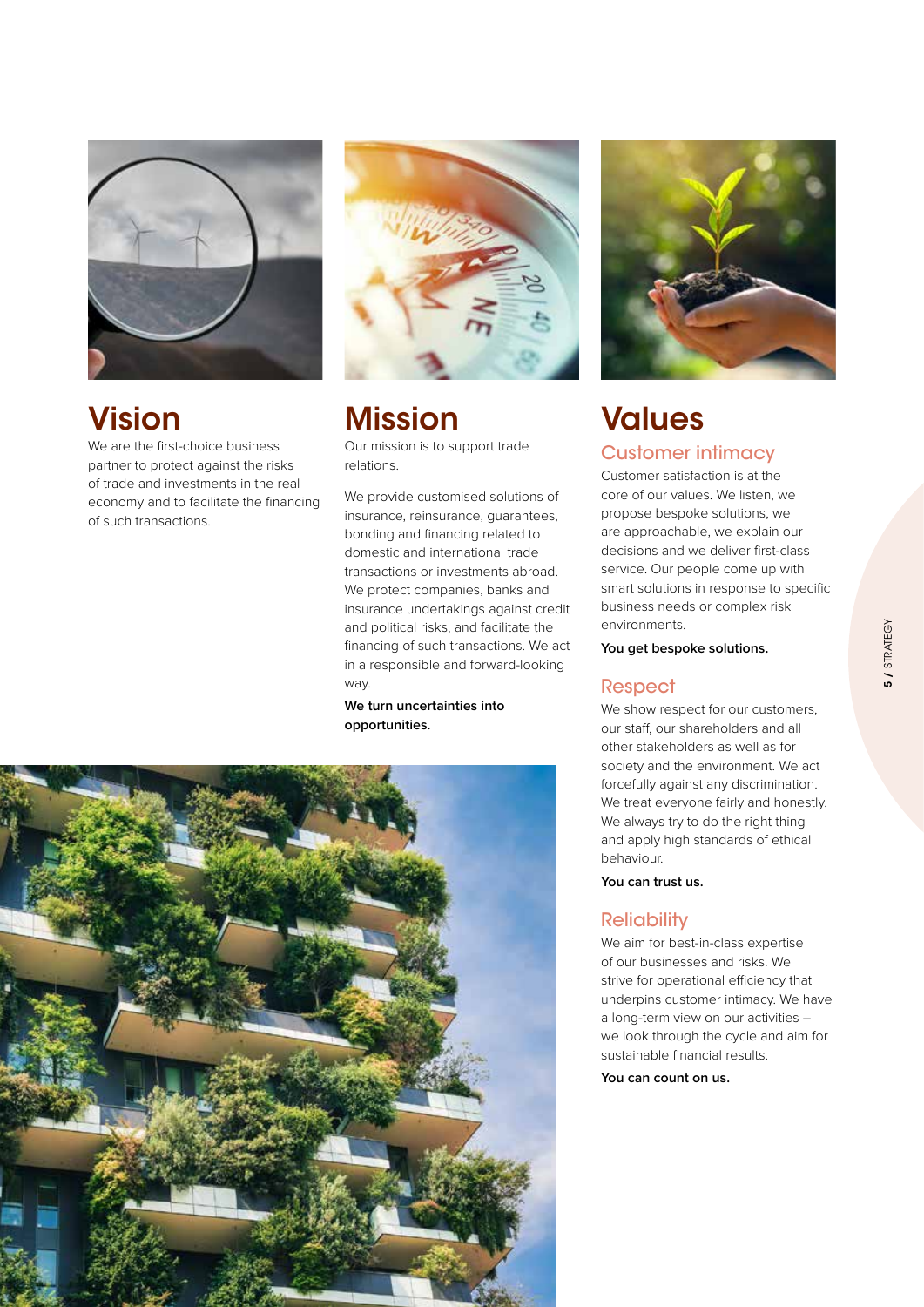# Vision

We are the first-choice business partner to protect against the risks of trade and investments in the real economy and to facilitate the financing of such transactions.

# Mission

Our mission is to support trade relations.

We provide customised solutions of insurance, reinsurance, guarantees, bonding and financing related to domestic and international trade transactions or investments abroad. We protect companies, banks and insurance undertakings against credit and political risks, and facilitate the financing of such transactions. We act in a responsible and forward-looking way.

**We turn uncertainties into opportunities.**

# Values

## Customer intimacy

Customer satisfaction is at the core of our values. We listen, we propose bespoke solutions, we are approachable, we explain our decisions and we deliver first-class service. Our people come up with smart solutions in response to specific business needs or complex risk environments.

**You get bespoke solutions.**

## Respect

We show respect for our customers, our staff, our shareholders and all other stakeholders as well as for society and the environment. We act forcefully against any discrimination. We treat everyone fairly and honestly. We always try to do the right thing and apply high standards of ethical behaviour.

**You can trust us.**

## Reliability

We aim for best-in-class expertise of our businesses and risks. We strive for operational efficiency that underpins customer intimacy. We have a long-term view on our activities – we look through the cycle and aim for sustainable financial results.

**You can count on us.**